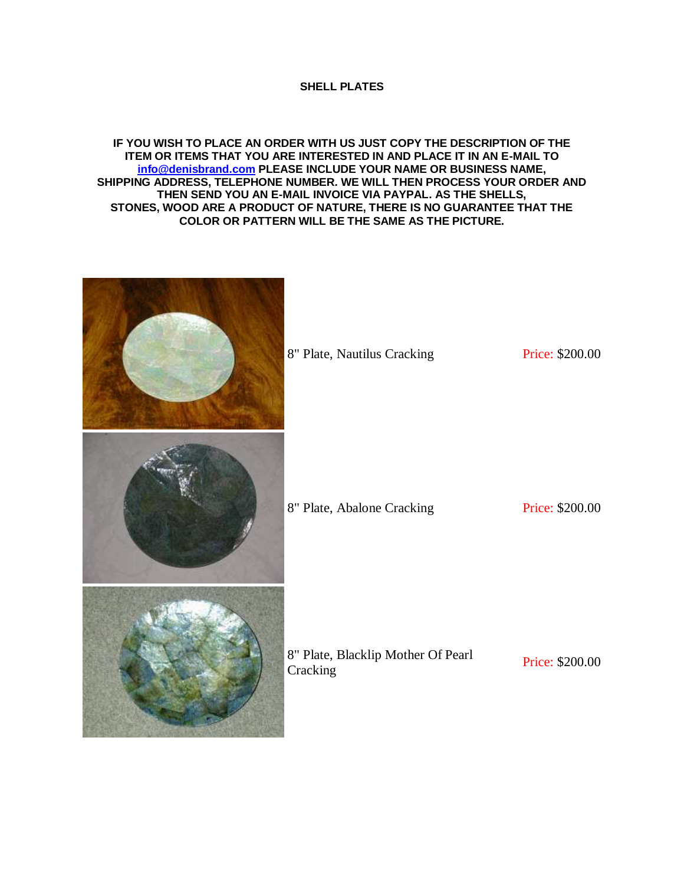# SHELL PLATES

**IF YOU WISH TO PLACE AN ORDER WITH US JUST COPY THE DESCRIPTION OF THE ITEM OR ITEMS THAT YOU ARE INTERESTED IN AND PLACE IT IN AN E-MAIL TO info@denisbrand.com PLEASE INCLUDE YOUR NAME OR BUSINESS NAME, SHIPPING ADDRESS, TELEPHONE NUMBER. WE WILL THEN PROCESS YOUR ORDER AND THEN SEND YOU AN E-MAIL INVOICE VIA PAYPAL. AS THE SHELLS, STONES, WOOD ARE A PRODUCT OF NATURE, THERE IS NO GUARANTEE THAT THE COLOR OR PATTERN WILL BE THE SAME AS THE PICTURE.**

| Item | Price |
| --- | --- |
| 8" Plate, Nautilus Cracking | Price: $200.00 |
| 8" Plate, Abalone Cracking | Price: $200.00 |
| 8" Plate, Blacklip Mother Of Pearl Cracking | Price: $200.00 |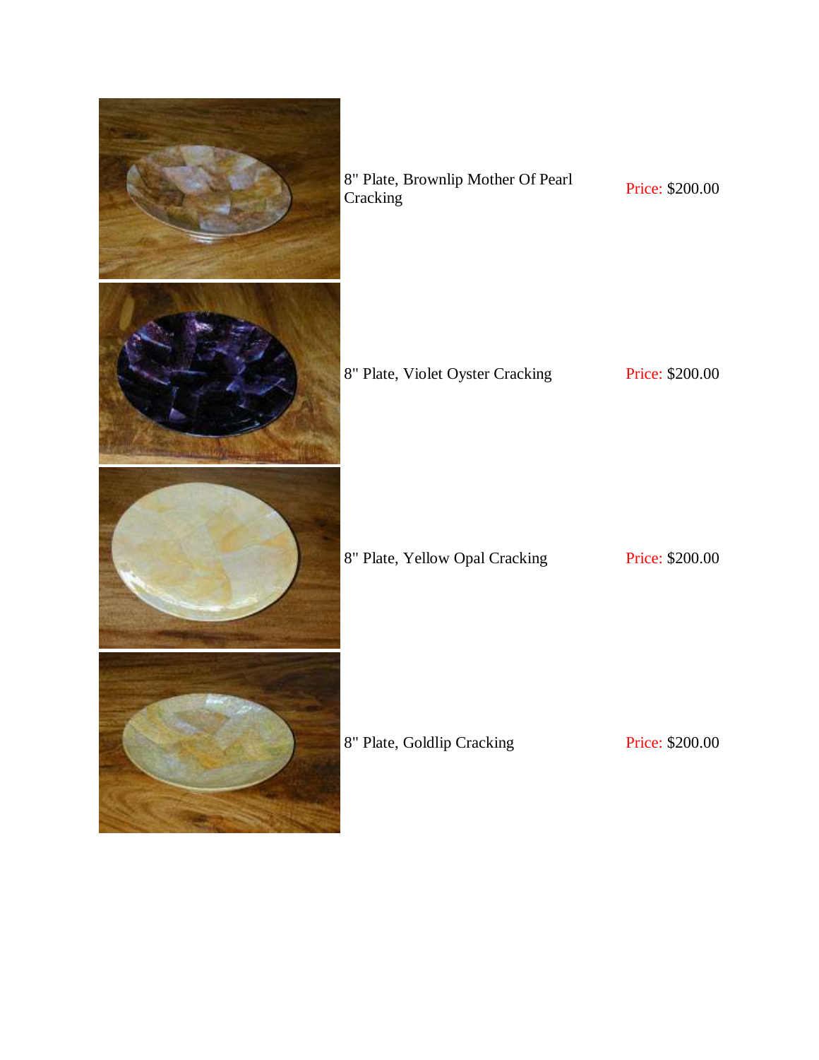| | | |
|---|---|---|
| | 8" Plate, Brownlip Mother Of Pearl Cracking | Price: $200.00 |
| | 8" Plate, Violet Oyster Cracking | Price: $200.00 |
| | 8" Plate, Yellow Opal Cracking | Price: $200.00 |
| | 8" Plate, Goldlip Cracking | Price: $200.00 |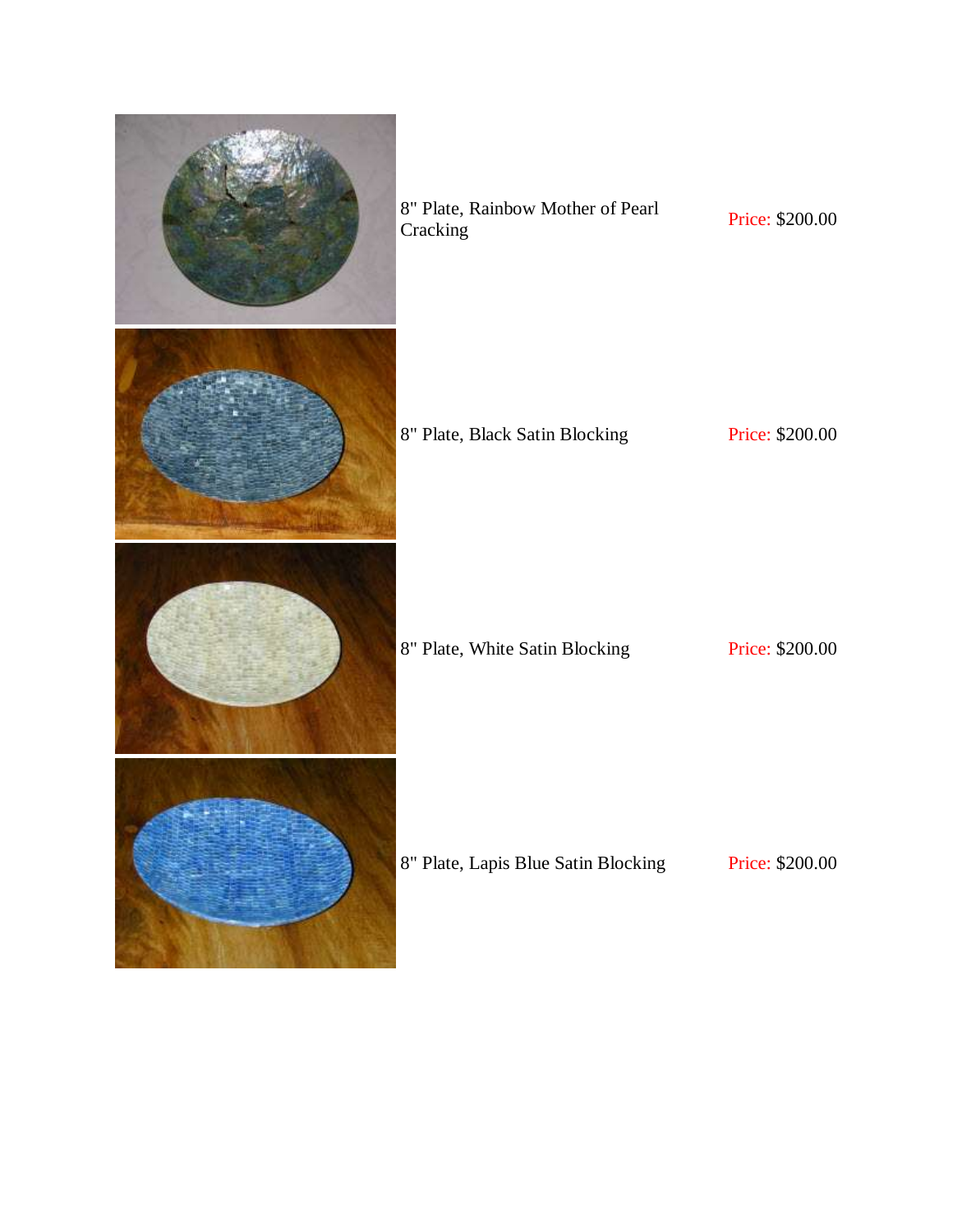| | | |
|---|---|---|
| | 8" Plate, Rainbow Mother of Pearl Cracking | Price: $200.00 |
| | 8" Plate, Black Satin Blocking | Price: $200.00 |
| | 8" Plate, White Satin Blocking | Price: $200.00 |
| | 8" Plate, Lapis Blue Satin Blocking | Price: $200.00 |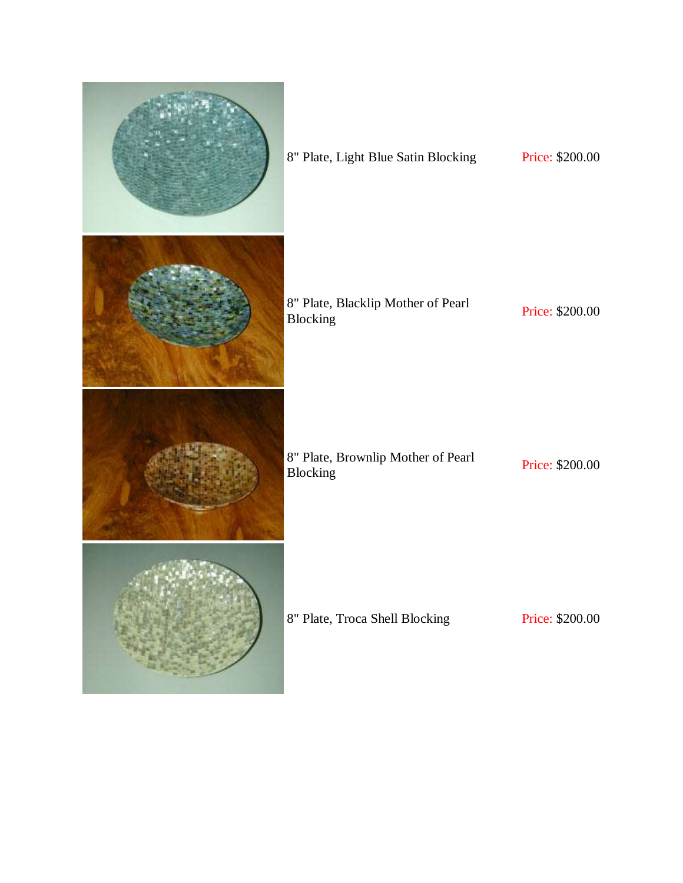| | | |
|---|---|---|
| | 8" Plate, Light Blue Satin Blocking | Price: $200.00 |
| | 8" Plate, Blacklip Mother of Pearl Blocking | Price: $200.00 |
| | 8" Plate, Brownlip Mother of Pearl Blocking | Price: $200.00 |
| | 8" Plate, Troca Shell Blocking | Price: $200.00 |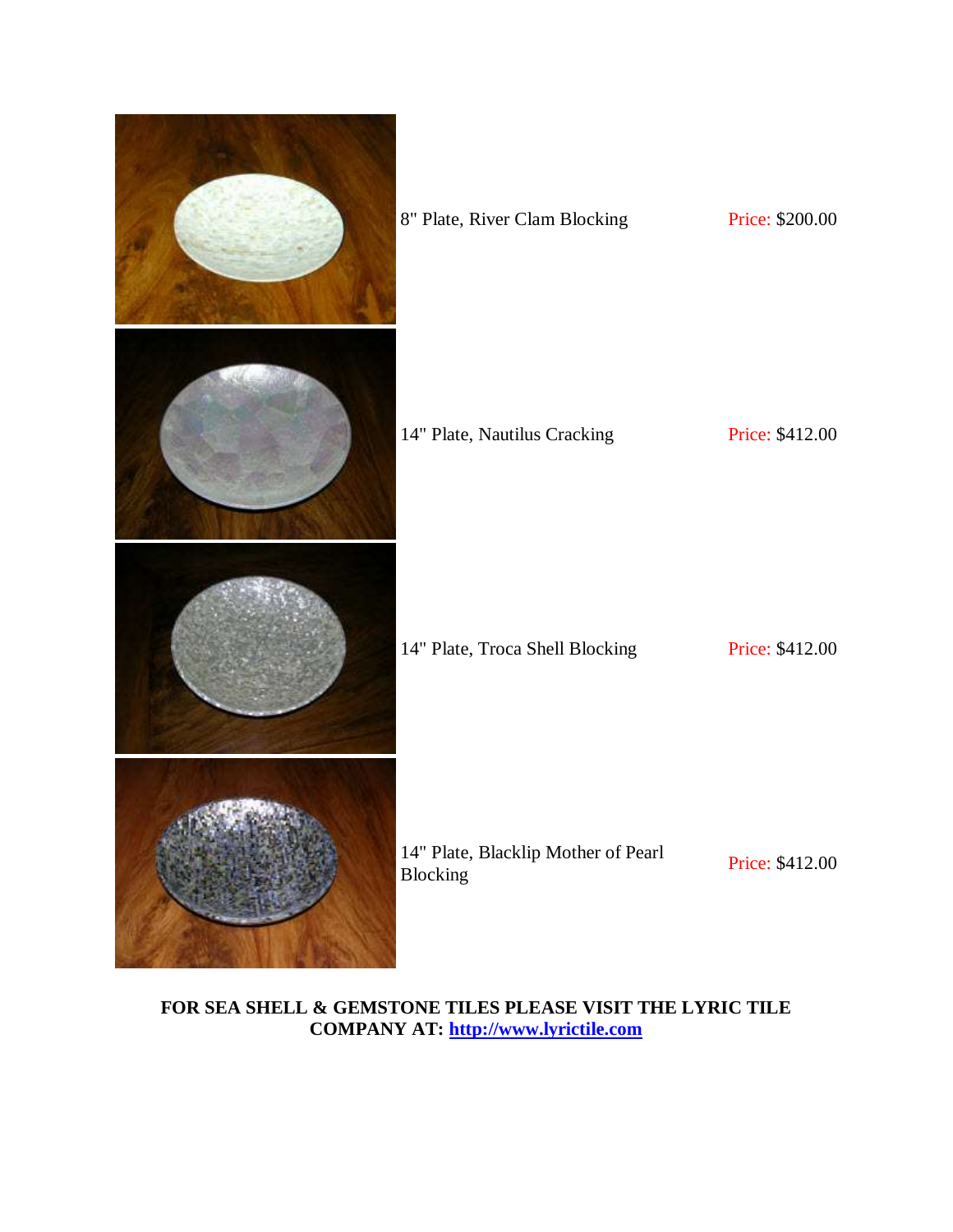| | | |
|---|---|---|
| | 8" Plate, River Clam Blocking | Price: $200.00 |
| | 14" Plate, Nautilus Cracking | Price: $412.00 |
| | 14" Plate, Troca Shell Blocking | Price: $412.00 |
| | 14" Plate, Blacklip Mother of Pearl Blocking | Price: $412.00 |

**FOR SEA SHELL & GEMSTONE TILES PLEASE VISIT THE LYRIC TILE COMPANY AT: [http://www.lyrictile.com](http://www.lyrictile.com)**